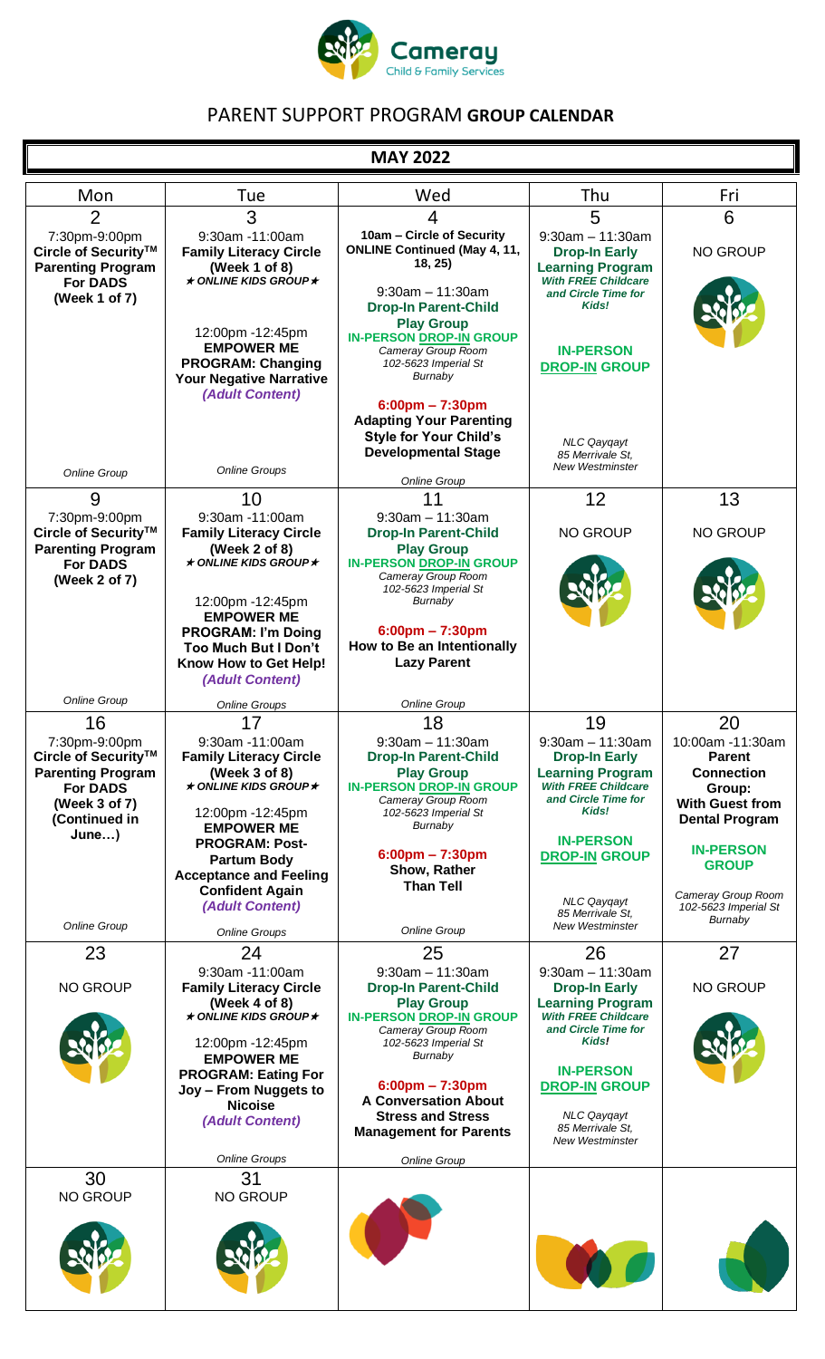Cameray Child & Family Services

# PARENT SUPPORT PROGRAM **GROUP CALENDAR**

## MAY 2022

| Mon | Tue | Wed | Thu | Fri |
|---|---|---|---|---|
| **2**<br>7:30pm-9:00pm<br>**Circle of Security™ Parenting Program For DADS (Week 1 of 7)**<br>*Online Group* | **3**<br>9:30am -11:00am<br>**Family Literacy Circle (Week 1 of 8)**<br>*★ ONLINE KIDS GROUP ★*<br>12:00pm -12:45pm<br>**EMPOWER ME PROGRAM: Changing Your Negative Narrative**<br>***(Adult Content)***<br>*Online Groups* | **4**<br>**10am – Circle of Security ONLINE Continued (May 4, 11, 18, 25)**<br>9:30am – 11:30am<br>**Drop-In Parent-Child Play Group**<br>**IN-PERSON DROP-IN GROUP**<br>*Cameray Group Room 102-5623 Imperial St Burnaby*<br>**6:00pm – 7:30pm**<br>**Adapting Your Parenting Style for Your Child's Developmental Stage**<br>*Online Group* | **5**<br>9:30am – 11:30am<br>**Drop-In Early Learning Program**<br>***With FREE Childcare and Circle Time for Kids!***<br>**IN-PERSON DROP-IN GROUP**<br>*NLC Qayqayt 85 Merrivale St, New Westminster* | **6**<br>NO GROUP |
| **9**<br>7:30pm-9:00pm<br>**Circle of Security™ Parenting Program For DADS (Week 2 of 7)**<br>*Online Group* | **10**<br>9:30am -11:00am<br>**Family Literacy Circle (Week 2 of 8)**<br>*★ ONLINE KIDS GROUP ★*<br>12:00pm -12:45pm<br>**EMPOWER ME PROGRAM: I'm Doing Too Much But I Don't Know How to Get Help!**<br>***(Adult Content)***<br>*Online Groups* | **11**<br>9:30am – 11:30am<br>**Drop-In Parent-Child Play Group**<br>**IN-PERSON DROP-IN GROUP**<br>*Cameray Group Room 102-5623 Imperial St Burnaby*<br>**6:00pm – 7:30pm**<br>**How to Be an Intentionally Lazy Parent**<br>*Online Group* | **12**<br>NO GROUP | **13**<br>NO GROUP |
| **16**<br>7:30pm-9:00pm<br>**Circle of Security™ Parenting Program For DADS (Week 3 of 7) (Continued in June…)**<br>*Online Group* | **17**<br>9:30am -11:00am<br>**Family Literacy Circle (Week 3 of 8)**<br>*★ ONLINE KIDS GROUP ★*<br>12:00pm -12:45pm<br>**EMPOWER ME PROGRAM: Post-Partum Body Acceptance and Feeling Confident Again**<br>***(Adult Content)***<br>*Online Groups* | **18**<br>9:30am – 11:30am<br>**Drop-In Parent-Child Play Group**<br>**IN-PERSON DROP-IN GROUP**<br>*Cameray Group Room 102-5623 Imperial St Burnaby*<br>**6:00pm – 7:30pm**<br>**Show, Rather Than Tell**<br>*Online Group* | **19**<br>9:30am – 11:30am<br>**Drop-In Early Learning Program**<br>***With FREE Childcare and Circle Time for Kids!***<br>**IN-PERSON DROP-IN GROUP**<br>*NLC Qayqayt 85 Merrivale St, New Westminster* | **20**<br>10:00am -11:30am<br>**Parent Connection Group: With Guest from Dental Program**<br>**IN-PERSON GROUP**<br>*Cameray Group Room 102-5623 Imperial St Burnaby* |
| **23**<br>NO GROUP | **24**<br>9:30am -11:00am<br>**Family Literacy Circle (Week 4 of 8)**<br>*★ ONLINE KIDS GROUP ★*<br>12:00pm -12:45pm<br>**EMPOWER ME PROGRAM: Eating For Joy – From Nuggets to Nicoise**<br>***(Adult Content)***<br>*Online Groups* | **25**<br>9:30am – 11:30am<br>**Drop-In Parent-Child Play Group**<br>**IN-PERSON DROP-IN GROUP**<br>*Cameray Group Room 102-5623 Imperial St Burnaby*<br>**6:00pm – 7:30pm**<br>**A Conversation About Stress and Stress Management for Parents**<br>*Online Group* | **26**<br>9:30am – 11:30am<br>**Drop-In Early Learning Program**<br>***With FREE Childcare and Circle Time for Kids!***<br>**IN-PERSON DROP-IN GROUP**<br>*NLC Qayqayt 85 Merrivale St, New Westminster* | **27**<br>NO GROUP |
| **30**<br>NO GROUP | **31**<br>NO GROUP | | | |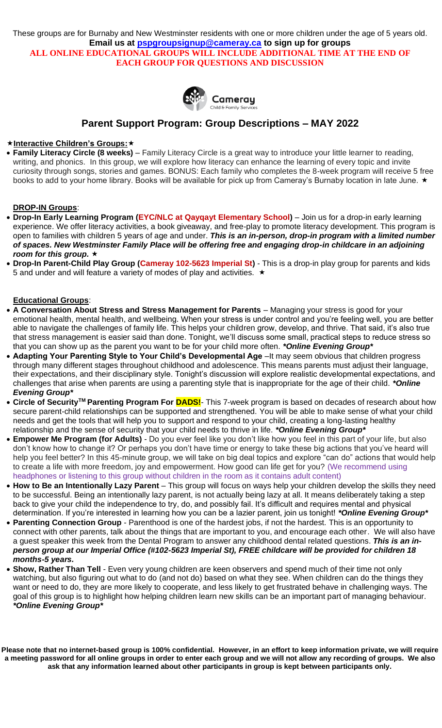These groups are for Burnaby and New Westminster residents with one or more children under the age of 5 years old.
**Email us at pspgroupsignup@cameray.ca to sign up for groups**

**ALL ONLINE EDUCATIONAL GROUPS WILL INCLUDE ADDITIONAL TIME AT THE END OF EACH GROUP FOR QUESTIONS AND DISCUSSION**

Cameray
Child & Family Services

# Parent Support Program: Group Descriptions – MAY 2022

★**Interactive Children's Groups:**★

- **Family Literacy Circle (8 weeks)** – Family Literacy Circle is a great way to introduce your little learner to reading, writing, and phonics. In this group, we will explore how literacy can enhance the learning of every topic and invite curiosity through songs, stories and games. BONUS: Each family who completes the 8-week program will receive 5 free books to add to your home library. Books will be available for pick up from Cameray's Burnaby location in late June. ★

**DROP-IN Groups**:

- **Drop-In Early Learning Program (EYC/NLC at Qayqayt Elementary School)** – Join us for a drop-in early learning experience. We offer literacy activities, a book giveaway, and free-play to promote literacy development. This program is open to families with children 5 years of age and under. ***This is an in-person, drop-in program with a limited number of spaces. New Westminster Family Place will be offering free and engaging drop-in childcare in an adjoining room for this group.*** ★
- **Drop-In Parent-Child Play Group (Cameray 102-5623 Imperial St)** - This is a drop-in play group for parents and kids 5 and under and will feature a variety of modes of play and activities. ★

**Educational Groups**:

- **A Conversation About Stress and Stress Management for Parents** – Managing your stress is good for your emotional health, mental health, and wellbeing. When your stress is under control and you're feeling well, you are better able to navigate the challenges of family life. This helps your children grow, develop, and thrive. That said, it's also true that stress management is easier said than done. Tonight, we'll discuss some small, practical steps to reduce stress so that you can show up as the parent you want to be for your child more often. ***Online Evening Group***
- **Adapting Your Parenting Style to Your Child's Developmental Age** –It may seem obvious that children progress through many different stages throughout childhood and adolescence. This means parents must adjust their language, their expectations, and their disciplinary style. Tonight's discussion will explore realistic developmental expectations, and challenges that arise when parents are using a parenting style that is inappropriate for the age of their child. ***Online Evening Group***
- **Circle of Security™ Parenting Program For DADS!**- This 7-week program is based on decades of research about how secure parent-child relationships can be supported and strengthened. You will be able to make sense of what your child needs and get the tools that will help you to support and respond to your child, creating a long-lasting healthy relationship and the sense of security that your child needs to thrive in life. ***Online Evening Group***
- **Empower Me Program (for Adults)** - Do you ever feel like you don't like how you feel in this part of your life, but also don't know how to change it? Or perhaps you don't have time or energy to take these big actions that you've heard will help you feel better? In this 45-minute group, we will take on big deal topics and explore "can do" actions that would help to create a life with more freedom, joy and empowerment. How good can life get for you? (We recommend using headphones or listening to this group without children in the room as it contains adult content)
- **How to Be an Intentionally Lazy Parent** – This group will focus on ways help your children develop the skills they need to be successful. Being an intentionally lazy parent, is not actually being lazy at all. It means deliberately taking a step back to give your child the independence to try, do, and possibly fail. It's difficult and requires mental and physical determination. If you're interested in learning how you can be a lazier parent, join us tonight! ***Online Evening Group***
- **Parenting Connection Group** - Parenthood is one of the hardest jobs, if not the hardest. This is an opportunity to connect with other parents, talk about the things that are important to you, and encourage each other. We will also have a guest speaker this week from the Dental Program to answer any childhood dental related questions. ***This is an in-person group at our Imperial Office (#102-5623 Imperial St), FREE childcare will be provided for children 18 months-5 years.***
- **Show, Rather Than Tell** - Even very young children are keen observers and spend much of their time not only watching, but also figuring out what to do (and not do) based on what they see. When children can do the things they want or need to do, they are more likely to cooperate, and less likely to get frustrated behave in challenging ways. The goal of this group is to highlight how helping children learn new skills can be an important part of managing behaviour. ***Online Evening Group***

**Please note that no internet-based group is 100% confidential. However, in an effort to keep information private, we will require a meeting password for all online groups in order to enter each group and we will not allow any recording of groups. We also ask that any information learned about other participants in group is kept between participants only.**